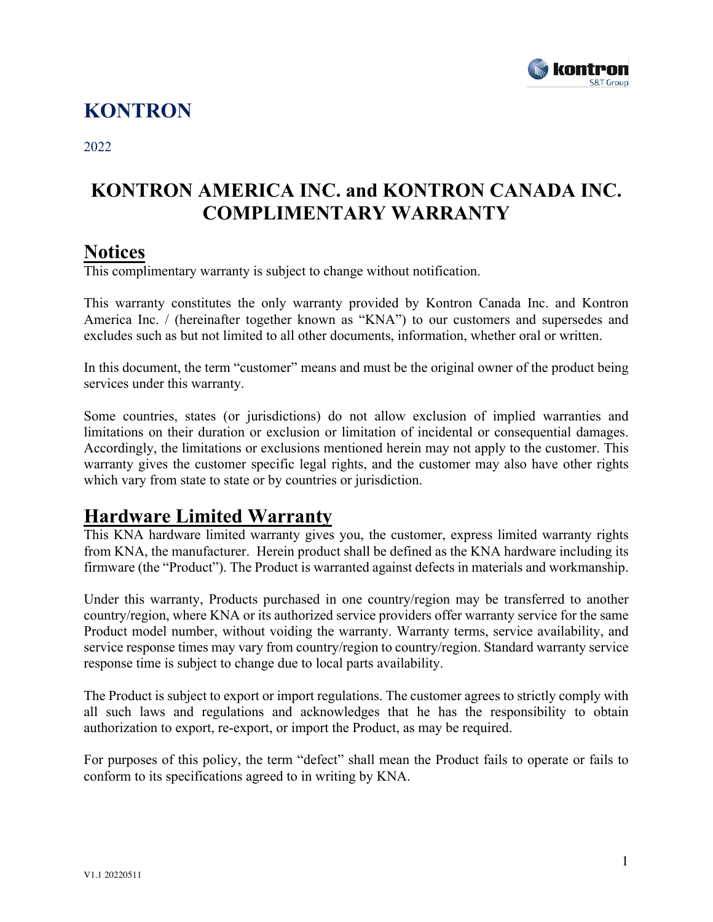# KONTRON

2022

## KONTRON AMERICA INC. and KONTRON CANADA INC. COMPLIMENTARY WARRANTY

## Notices

This complimentary warranty is subject to change without notification.

This warranty constitutes the only warranty provided by Kontron Canada Inc. and Kontron America Inc. / (hereinafter together known as "KNA") to our customers and supersedes and excludes such as but not limited to all other documents, information, whether oral or written.

In this document, the term "customer" means and must be the original owner of the product being services under this warranty.

Some countries, states (or jurisdictions) do not allow exclusion of implied warranties and limitations on their duration or exclusion or limitation of incidental or consequential damages. Accordingly, the limitations or exclusions mentioned herein may not apply to the customer. This warranty gives the customer specific legal rights, and the customer may also have other rights which vary from state to state or by countries or jurisdiction.

## Hardware Limited Warranty

This KNA hardware limited warranty gives you, the customer, express limited warranty rights from KNA, the manufacturer. Herein product shall be defined as the KNA hardware including its firmware (the "Product"). The Product is warranted against defects in materials and workmanship.

Under this warranty, Products purchased in one country/region may be transferred to another country/region, where KNA or its authorized service providers offer warranty service for the same Product model number, without voiding the warranty. Warranty terms, service availability, and service response times may vary from country/region to country/region. Standard warranty service response time is subject to change due to local parts availability.

The Product is subject to export or import regulations. The customer agrees to strictly comply with all such laws and regulations and acknowledges that he has the responsibility to obtain authorization to export, re-export, or import the Product, as may be required.

For purposes of this policy, the term "defect" shall mean the Product fails to operate or fails to conform to its specifications agreed to in writing by KNA.

V1.1 20220511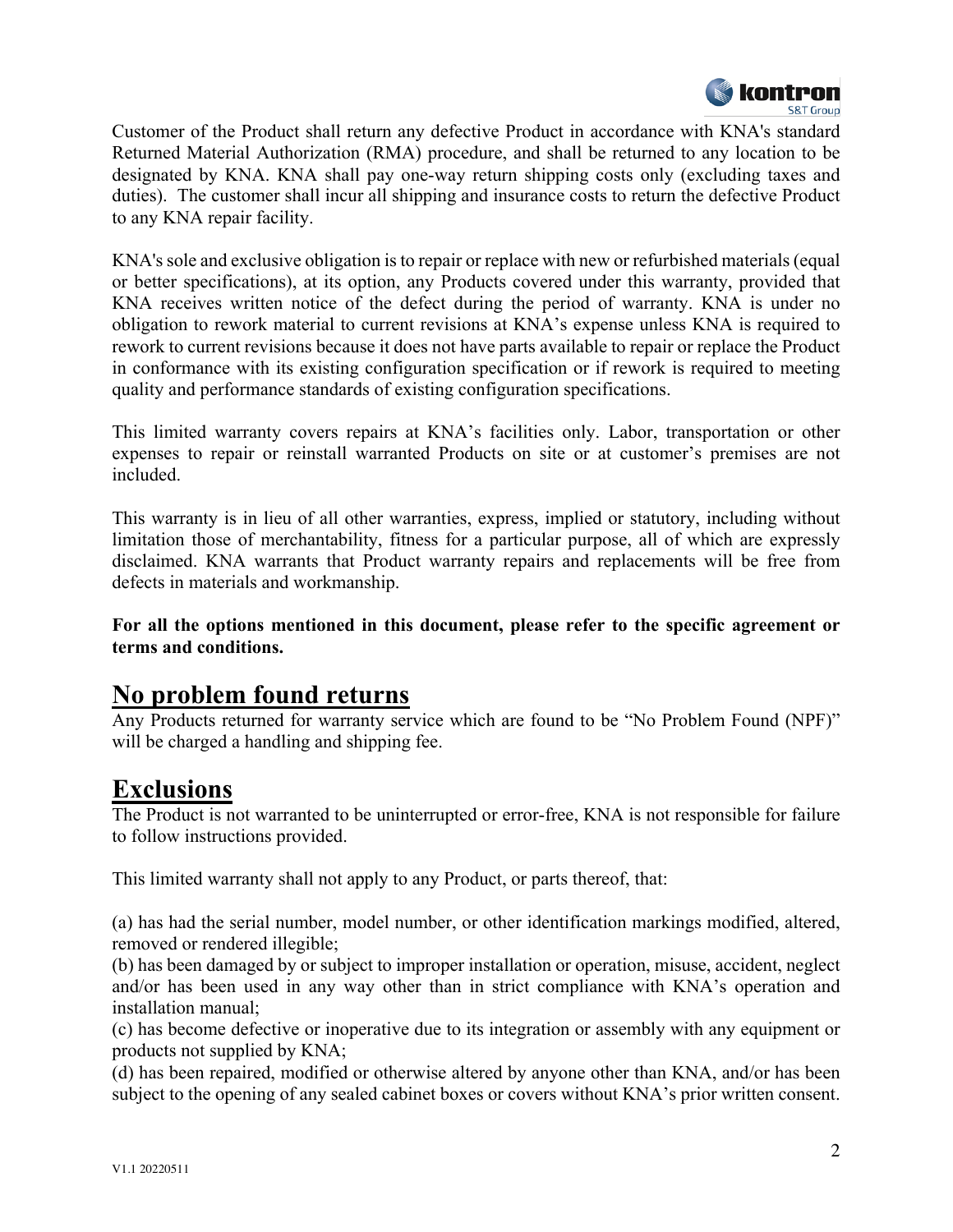Customer of the Product shall return any defective Product in accordance with KNA's standard Returned Material Authorization (RMA) procedure, and shall be returned to any location to be designated by KNA. KNA shall pay one-way return shipping costs only (excluding taxes and duties). The customer shall incur all shipping and insurance costs to return the defective Product to any KNA repair facility.

KNA's sole and exclusive obligation is to repair or replace with new or refurbished materials (equal or better specifications), at its option, any Products covered under this warranty, provided that KNA receives written notice of the defect during the period of warranty. KNA is under no obligation to rework material to current revisions at KNA's expense unless KNA is required to rework to current revisions because it does not have parts available to repair or replace the Product in conformance with its existing configuration specification or if rework is required to meeting quality and performance standards of existing configuration specifications.

This limited warranty covers repairs at KNA's facilities only. Labor, transportation or other expenses to repair or reinstall warranted Products on site or at customer's premises are not included.

This warranty is in lieu of all other warranties, express, implied or statutory, including without limitation those of merchantability, fitness for a particular purpose, all of which are expressly disclaimed. KNA warrants that Product warranty repairs and replacements will be free from defects in materials and workmanship.

**For all the options mentioned in this document, please refer to the specific agreement or terms and conditions.**

## No problem found returns

Any Products returned for warranty service which are found to be "No Problem Found (NPF)" will be charged a handling and shipping fee.

## Exclusions

The Product is not warranted to be uninterrupted or error-free, KNA is not responsible for failure to follow instructions provided.

This limited warranty shall not apply to any Product, or parts thereof, that:

(a) has had the serial number, model number, or other identification markings modified, altered, removed or rendered illegible;
(b) has been damaged by or subject to improper installation or operation, misuse, accident, neglect and/or has been used in any way other than in strict compliance with KNA's operation and installation manual;
(c) has become defective or inoperative due to its integration or assembly with any equipment or products not supplied by KNA;
(d) has been repaired, modified or otherwise altered by anyone other than KNA, and/or has been subject to the opening of any sealed cabinet boxes or covers without KNA's prior written consent.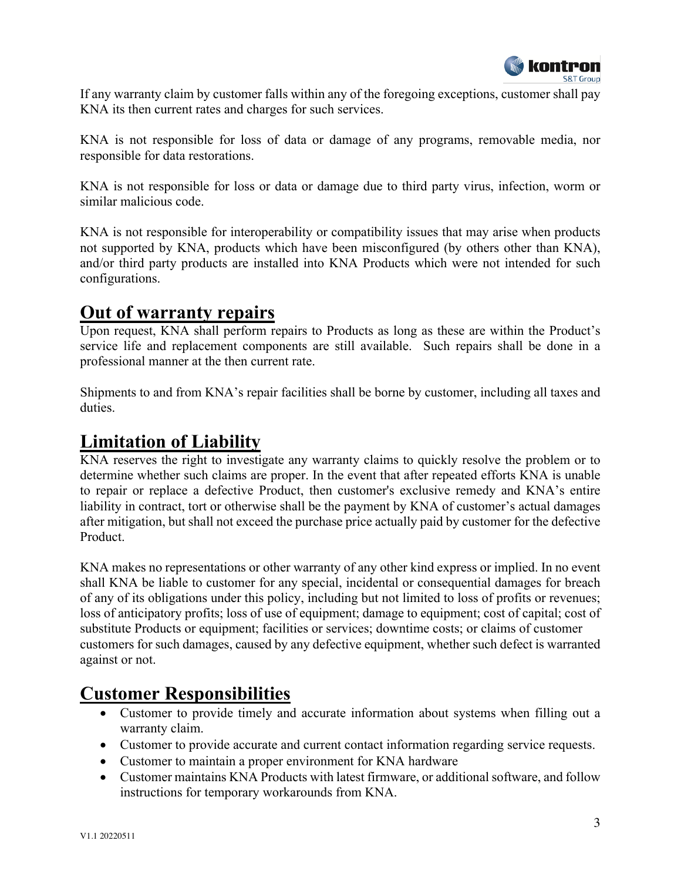If any warranty claim by customer falls within any of the foregoing exceptions, customer shall pay KNA its then current rates and charges for such services.

KNA is not responsible for loss of data or damage of any programs, removable media, nor responsible for data restorations.

KNA is not responsible for loss or data or damage due to third party virus, infection, worm or similar malicious code.

KNA is not responsible for interoperability or compatibility issues that may arise when products not supported by KNA, products which have been misconfigured (by others other than KNA), and/or third party products are installed into KNA Products which were not intended for such configurations.

## Out of warranty repairs

Upon request, KNA shall perform repairs to Products as long as these are within the Product's service life and replacement components are still available. Such repairs shall be done in a professional manner at the then current rate.

Shipments to and from KNA's repair facilities shall be borne by customer, including all taxes and duties.

## Limitation of Liability

KNA reserves the right to investigate any warranty claims to quickly resolve the problem or to determine whether such claims are proper. In the event that after repeated efforts KNA is unable to repair or replace a defective Product, then customer's exclusive remedy and KNA's entire liability in contract, tort or otherwise shall be the payment by KNA of customer's actual damages after mitigation, but shall not exceed the purchase price actually paid by customer for the defective Product.

KNA makes no representations or other warranty of any other kind express or implied. In no event shall KNA be liable to customer for any special, incidental or consequential damages for breach of any of its obligations under this policy, including but not limited to loss of profits or revenues; loss of anticipatory profits; loss of use of equipment; damage to equipment; cost of capital; cost of substitute Products or equipment; facilities or services; downtime costs; or claims of customer customers for such damages, caused by any defective equipment, whether such defect is warranted against or not.

## Customer Responsibilities

- Customer to provide timely and accurate information about systems when filling out a warranty claim.
- Customer to provide accurate and current contact information regarding service requests.
- Customer to maintain a proper environment for KNA hardware
- Customer maintains KNA Products with latest firmware, or additional software, and follow instructions for temporary workarounds from KNA.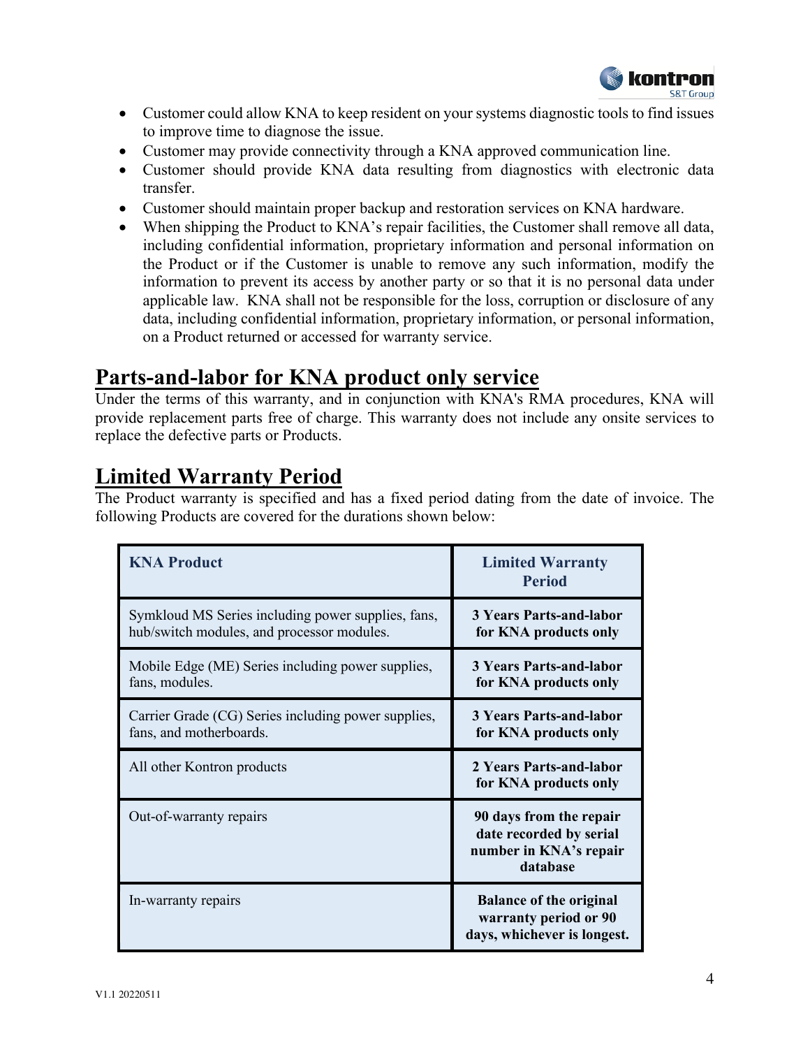- Customer could allow KNA to keep resident on your systems diagnostic tools to find issues to improve time to diagnose the issue.
- Customer may provide connectivity through a KNA approved communication line.
- Customer should provide KNA data resulting from diagnostics with electronic data transfer.
- Customer should maintain proper backup and restoration services on KNA hardware.
- When shipping the Product to KNA's repair facilities, the Customer shall remove all data, including confidential information, proprietary information and personal information on the Product or if the Customer is unable to remove any such information, modify the information to prevent its access by another party or so that it is no personal data under applicable law. KNA shall not be responsible for the loss, corruption or disclosure of any data, including confidential information, proprietary information, or personal information, on a Product returned or accessed for warranty service.

## Parts-and-labor for KNA product only service

Under the terms of this warranty, and in conjunction with KNA's RMA procedures, KNA will provide replacement parts free of charge. This warranty does not include any onsite services to replace the defective parts or Products.

## Limited Warranty Period

The Product warranty is specified and has a fixed period dating from the date of invoice. The following Products are covered for the durations shown below:

| KNA Product | Limited Warranty Period |
|---|---|
| Symkloud MS Series including power supplies, fans, hub/switch modules, and processor modules. | **3 Years Parts-and-labor for KNA products only** |
| Mobile Edge (ME) Series including power supplies, fans, modules. | **3 Years Parts-and-labor for KNA products only** |
| Carrier Grade (CG) Series including power supplies, fans, and motherboards. | **3 Years Parts-and-labor for KNA products only** |
| All other Kontron products | **2 Years Parts-and-labor for KNA products only** |
| Out-of-warranty repairs | **90 days from the repair date recorded by serial number in KNA's repair database** |
| In-warranty repairs | **Balance of the original warranty period or 90 days, whichever is longest.** |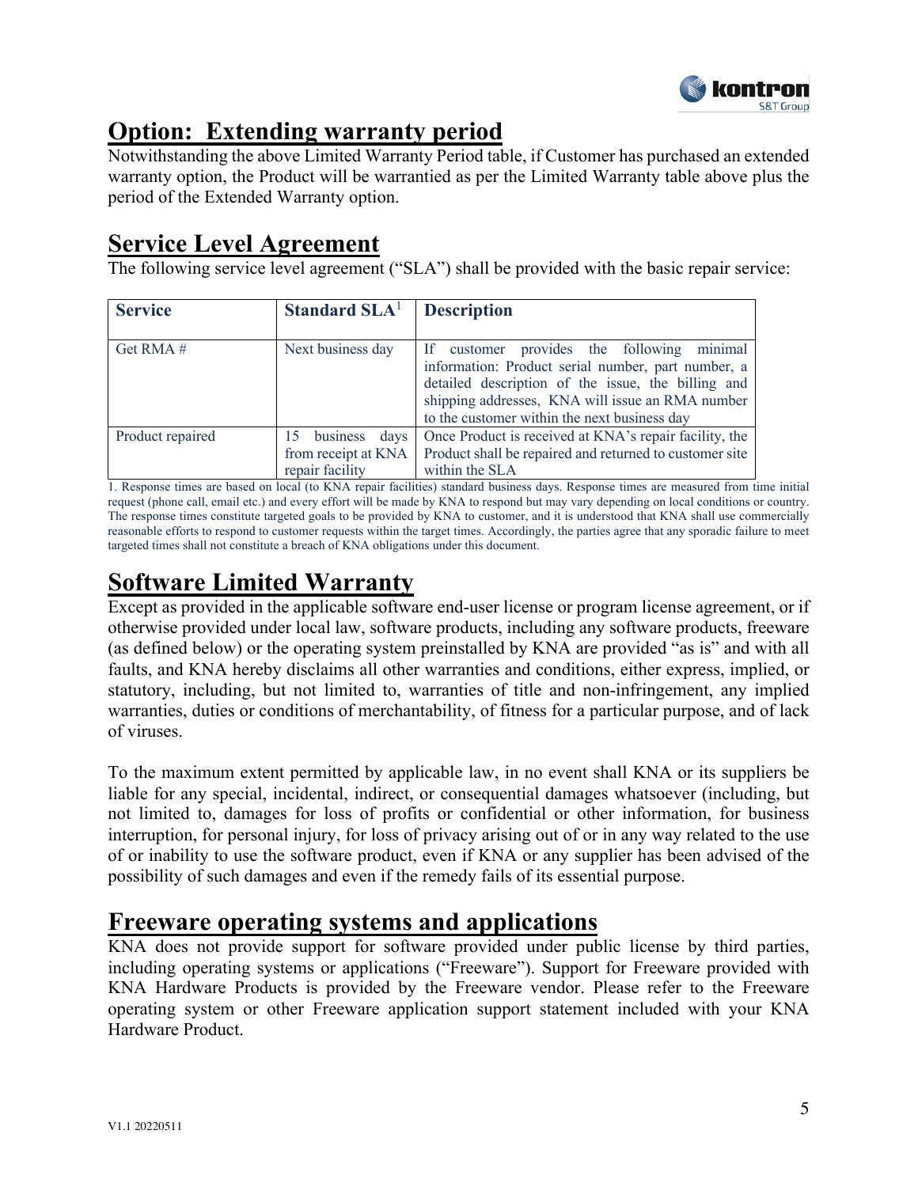## Option: Extending warranty period

Notwithstanding the above Limited Warranty Period table, if Customer has purchased an extended warranty option, the Product will be warrantied as per the Limited Warranty table above plus the period of the Extended Warranty option.

## Service Level Agreement

The following service level agreement ("SLA") shall be provided with the basic repair service:

| Service | Standard SLA[1] | Description |
| --- | --- | --- |
| Get RMA # | Next business day | If customer provides the following minimal information: Product serial number, part number, a detailed description of the issue, the billing and shipping addresses, KNA will issue an RMA number to the customer within the next business day |
| Product repaired | 15 business days from receipt at KNA repair facility | Once Product is received at KNA's repair facility, the Product shall be repaired and returned to customer site within the SLA |

1. Response times are based on local (to KNA repair facilities) standard business days. Response times are measured from time initial request (phone call, email etc.) and every effort will be made by KNA to respond but may vary depending on local conditions or country. The response times constitute targeted goals to be provided by KNA to customer, and it is understood that KNA shall use commercially reasonable efforts to respond to customer requests within the target times. Accordingly, the parties agree that any sporadic failure to meet targeted times shall not constitute a breach of KNA obligations under this document.

## Software Limited Warranty

Except as provided in the applicable software end-user license or program license agreement, or if otherwise provided under local law, software products, including any software products, freeware (as defined below) or the operating system preinstalled by KNA are provided "as is" and with all faults, and KNA hereby disclaims all other warranties and conditions, either express, implied, or statutory, including, but not limited to, warranties of title and non-infringement, any implied warranties, duties or conditions of merchantability, of fitness for a particular purpose, and of lack of viruses.

To the maximum extent permitted by applicable law, in no event shall KNA or its suppliers be liable for any special, incidental, indirect, or consequential damages whatsoever (including, but not limited to, damages for loss of profits or confidential or other information, for business interruption, for personal injury, for loss of privacy arising out of or in any way related to the use of or inability to use the software product, even if KNA or any supplier has been advised of the possibility of such damages and even if the remedy fails of its essential purpose.

## Freeware operating systems and applications

KNA does not provide support for software provided under public license by third parties, including operating systems or applications ("Freeware"). Support for Freeware provided with KNA Hardware Products is provided by the Freeware vendor. Please refer to the Freeware operating system or other Freeware application support statement included with your KNA Hardware Product.

V1.1 20220511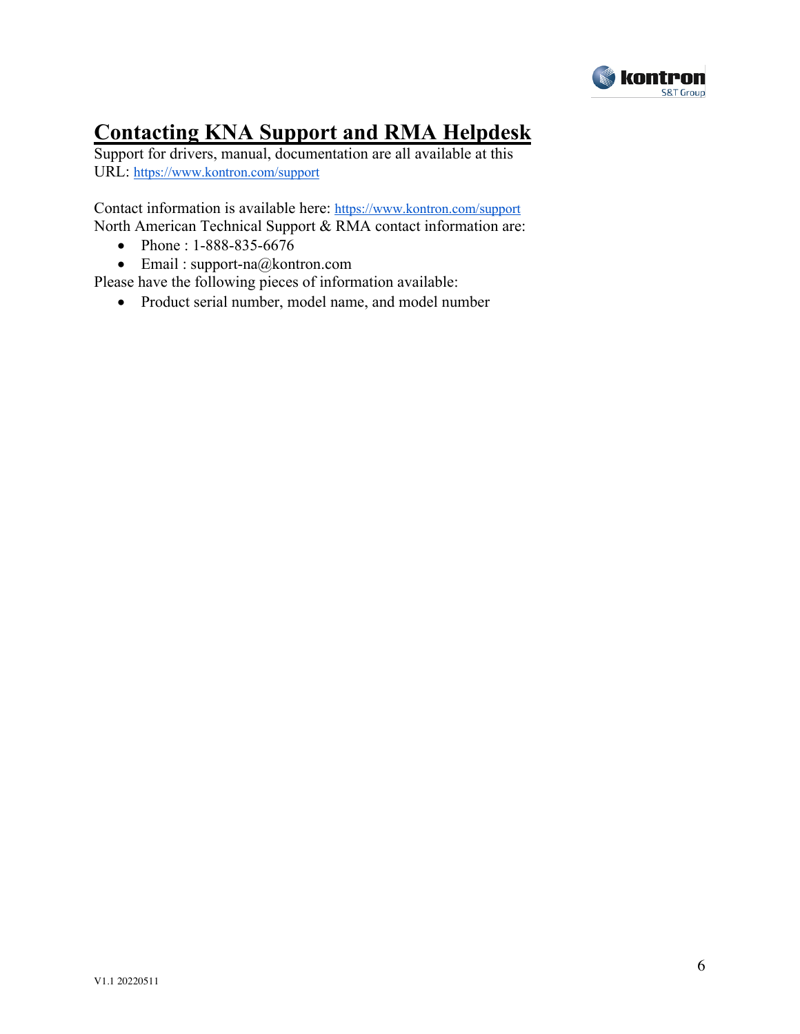# Contacting KNA Support and RMA Helpdesk

Support for drivers, manual, documentation are all available at this URL: https://www.kontron.com/support

Contact information is available here: https://www.kontron.com/support

North American Technical Support & RMA contact information are:

- Phone : 1-888-835-6676
- Email : support-na@kontron.com

Please have the following pieces of information available:

- Product serial number, model name, and model number

V1.1 20220511